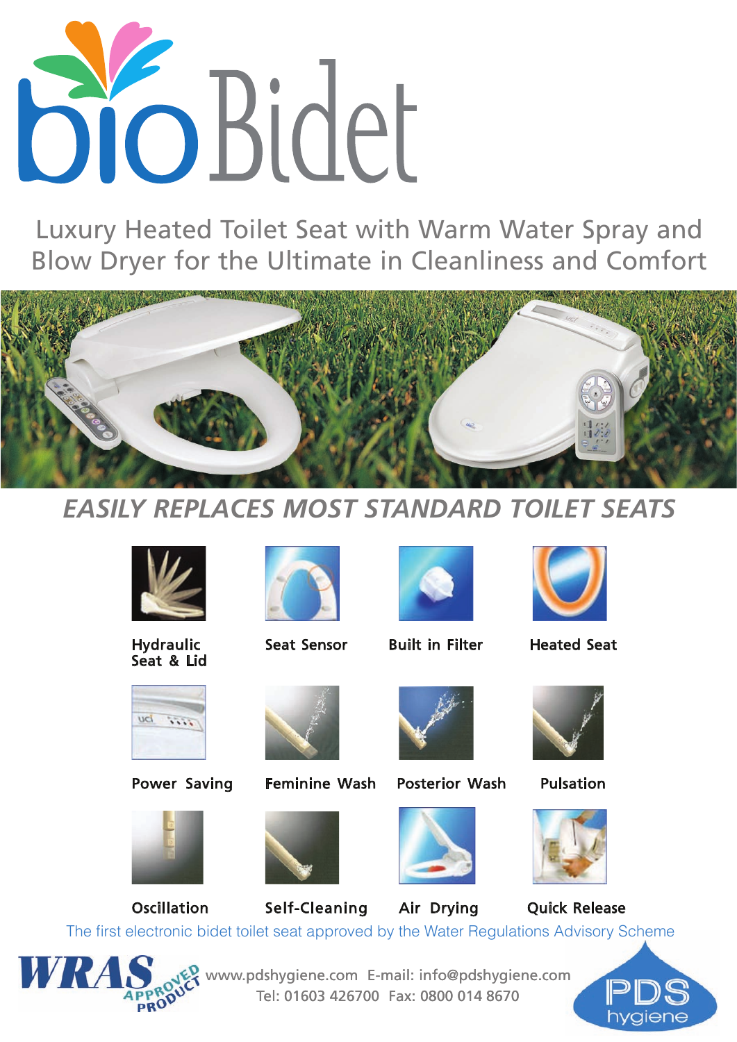# bioBidet

## Luxury Heated Toilet Seat with Warm Water Spray and Blow Dryer for the Ultimate in Cleanliness and Comfort

### *EASILY REPLACES MOST STANDARD TOILET SEATS*

- Hydraulic Seat & Lid
- Seat Sensor
- Built in Filter
- Heated Seat
- Power Saving
- Feminine Wash
- Posterior Wash
- Pulsation
- Oscillation
- Self-Cleaning
- Air Drying
- Quick Release

The first electronic bidet toilet seat approved by the Water Regulations Advisory Scheme

WRAS APPROVED PRODUCT

www.pdshygiene.com E-mail: info@pdshygiene.com
Tel: 01603 426700 Fax: 0800 014 8670

PDS hygiene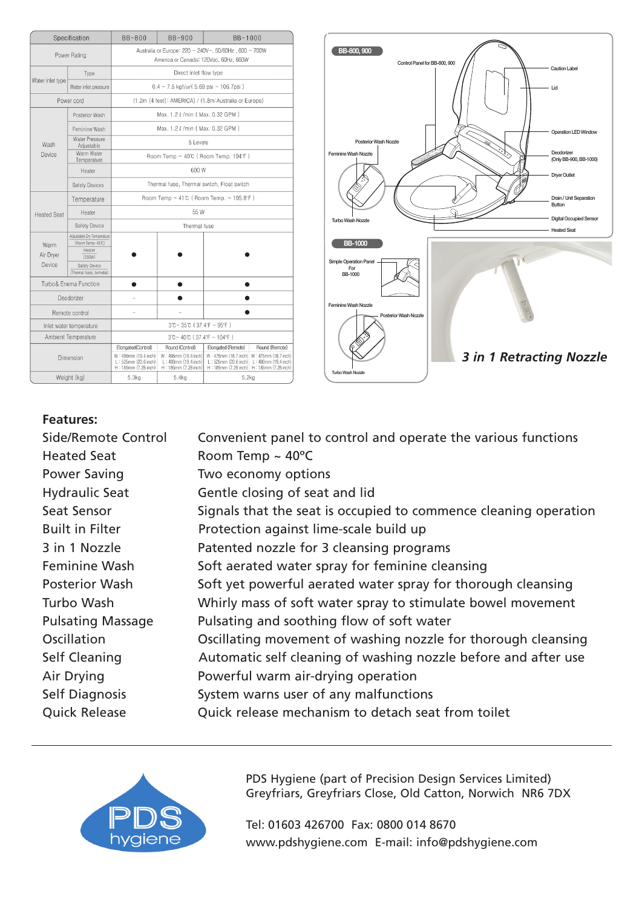| Specification | | BB-800 | BB-900 | BB-1000 | |
|---|---|---|---|---|---|
| Power Rating | | Australia or Europe: 220 ~ 240V~, 50/60Hz , 600 ~ 700W<br>America or Canada: 120Vac, 60Hz, 660W | | | |
| Water inlet type | Type | Direct Inlet flow type | | | |
| | Water inlet pressure | 0.4 ~ 7.5 kgf/cm² ( 5.69 psi ~ 106.7psi ) | | | |
| Power cord | | (1.2m (4 feet) : AMERICA) / (1.8m:Australia or Europe) | | | |
| Wash Device | Posterior Wash | Max. 1.2 ℓ /min ( Max. 0.32 GPM ) | | | |
| | Feminine Wash | Max. 1.2 ℓ /min ( Max. 0.32 GPM ) | | | |
| | Water Pressure Adjustable | 5 Levels | | | |
| | Warm Water Temperature | Room Temp ~ 40℃ ( Room Temp. 104°F ) | | | |
| | Heater | 600 W | | | |
| | Safety Devices | Thermal fuse, Thermal switch, Float switch | | | |
| Heated Seat | Temperature | Room Temp ~ 41℃ ( Room Temp. ~ 105.8°F ) | | | |
| | Heater | 55 W | | | |
| | Safety Device | Thermal fuse | | | |
| Warm Air Dryer Device | Adjustable Dry Temperature (Room Temp~45℃)<br>Heater (250W)<br>Safety Device (Thermal fuse, bimetal) | ● | ● | ● | |
| Turbo& Enema Function | | ● | ● | ● | |
| Deodorizer | | – | ● | ● | |
| Remote control | | – | – | ● | |
| Inlet water temperature | | 3℃~ 35℃ ( 37.4°F ~ 95°F ) | | | |
| Ambient Temperature | | 3℃~ 40℃ ( 37.4°F ~ 104°F ) | | | |
| Dimension | | Elongated(Control)<br>W : 495mm (19.4 inch)<br>L : 525mm (20.6 inch)<br>H : 185mm (7.28 inch) | Round (Control)<br>W : 495mm (19.4 inch)<br>L : 493mm (19.4 inch)<br>H : 185mm (7.28 inch) | Elongated (Remote)<br>W : 475mm (18.7 inch)<br>L : 525mm (20.6 inch)<br>H : 185mm (7.28 inch) | Round (Remote)<br>W : 475mm (18.7 inch)<br>L : 493mm (19.4 inch)<br>H : 185mm (7.28 inch) |
| Weight (kg) | | 5.3kg | 5.4kg | 5.2kg | |

BB-800, 900

Control Panel for BB-800, 900

Caution Label

Lid

Operation LED Window

Posterior Wash Nozzle

Feminine Wash Nozzle

Deodorizer (Only BB-900, BB-1000)

Dryer Outlet

Drain / Unit Separation Button

Turbo Wash Nozzle

Digital Occupied Sensor

Heated Seat

BB-1000

Simple Operation Panel For BB-1000

Feminine Wash Nozzle

Posterior Wash Nozzle

Turbo Wash Nozzle

*3 in 1 Retracting Nozzle*

**Features:**

| | |
|---|---|
| Side/Remote Control | Convenient panel to control and operate the various functions |
| Heated Seat | Room Temp ~ 40ºC |
| Power Saving | Two economy options |
| Hydraulic Seat | Gentle closing of seat and lid |
| Seat Sensor | Signals that the seat is occupied to commence cleaning operation |
| Built in Filter | Protection against lime-scale build up |
| 3 in 1 Nozzle | Patented nozzle for 3 cleansing programs |
| Feminine Wash | Soft aerated water spray for feminine cleansing |
| Posterior Wash | Soft yet powerful aerated water spray for thorough cleansing |
| Turbo Wash | Whirly mass of soft water spray to stimulate bowel movement |
| Pulsating Massage | Pulsating and soothing flow of soft water |
| Oscillation | Oscillating movement of washing nozzle for thorough cleansing |
| Self Cleaning | Automatic self cleaning of washing nozzle before and after use |
| Air Drying | Powerful warm air-drying operation |
| Self Diagnosis | System warns user of any malfunctions |
| Quick Release | Quick release mechanism to detach seat from toilet |

---

PDS hygiene

PDS Hygiene (part of Precision Design Services Limited)
Greyfriars, Greyfriars Close, Old Catton, Norwich NR6 7DX

Tel: 01603 426700 Fax: 0800 014 8670
www.pdshygiene.com E-mail: info@pdshygiene.com